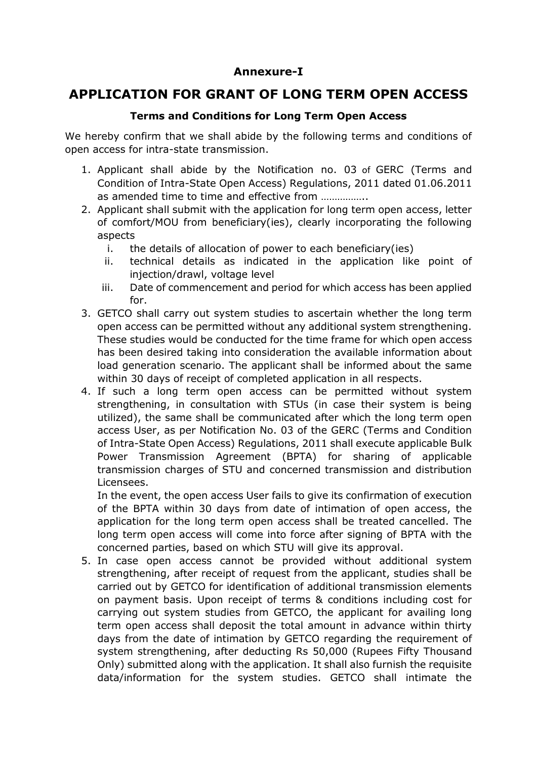**Annexure-I**

# APPLICATION FOR GRANT OF LONG TERM OPEN ACCESS

### Terms and Conditions for Long Term Open Access

We hereby confirm that we shall abide by the following terms and conditions of open access for intra-state transmission.

1. Applicant shall abide by the Notification no. 03 of GERC (Terms and Condition of Intra-State Open Access) Regulations, 2011 dated 01.06.2011 as amended time to time and effective from ……………..
2. Applicant shall submit with the application for long term open access, letter of comfort/MOU from beneficiary(ies), clearly incorporating the following aspects
   i. the details of allocation of power to each beneficiary(ies)
   ii. technical details as indicated in the application like point of injection/drawl, voltage level
   iii. Date of commencement and period for which access has been applied for.
3. GETCO shall carry out system studies to ascertain whether the long term open access can be permitted without any additional system strengthening. These studies would be conducted for the time frame for which open access has been desired taking into consideration the available information about load generation scenario. The applicant shall be informed about the same within 30 days of receipt of completed application in all respects.
4. If such a long term open access can be permitted without system strengthening, in consultation with STUs (in case their system is being utilized), the same shall be communicated after which the long term open access User, as per Notification No. 03 of the GERC (Terms and Condition of Intra-State Open Access) Regulations, 2011 shall execute applicable Bulk Power Transmission Agreement (BPTA) for sharing of applicable transmission charges of STU and concerned transmission and distribution Licensees.

   In the event, the open access User fails to give its confirmation of execution of the BPTA within 30 days from date of intimation of open access, the application for the long term open access shall be treated cancelled. The long term open access will come into force after signing of BPTA with the concerned parties, based on which STU will give its approval.
5. In case open access cannot be provided without additional system strengthening, after receipt of request from the applicant, studies shall be carried out by GETCO for identification of additional transmission elements on payment basis. Upon receipt of terms & conditions including cost for carrying out system studies from GETCO, the applicant for availing long term open access shall deposit the total amount in advance within thirty days from the date of intimation by GETCO regarding the requirement of system strengthening, after deducting Rs 50,000 (Rupees Fifty Thousand Only) submitted along with the application. It shall also furnish the requisite data/information for the system studies. GETCO shall intimate the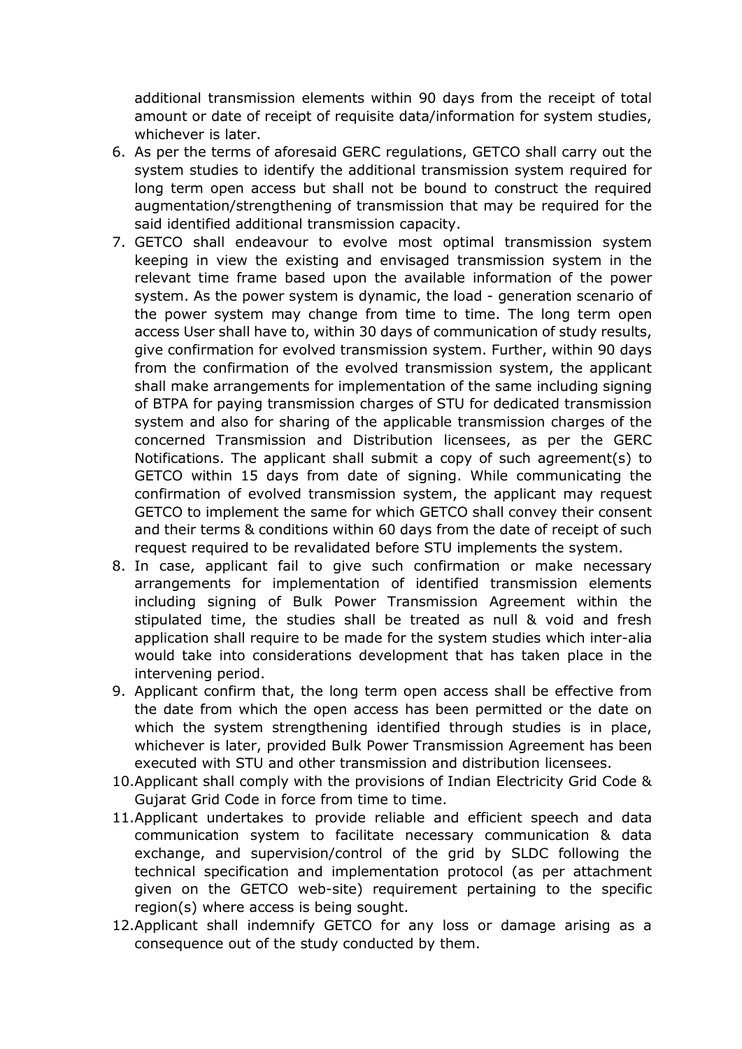additional transmission elements within 90 days from the receipt of total amount or date of receipt of requisite data/information for system studies, whichever is later.

6. As per the terms of aforesaid GERC regulations, GETCO shall carry out the system studies to identify the additional transmission system required for long term open access but shall not be bound to construct the required augmentation/strengthening of transmission that may be required for the said identified additional transmission capacity.
7. GETCO shall endeavour to evolve most optimal transmission system keeping in view the existing and envisaged transmission system in the relevant time frame based upon the available information of the power system. As the power system is dynamic, the load - generation scenario of the power system may change from time to time. The long term open access User shall have to, within 30 days of communication of study results, give confirmation for evolved transmission system. Further, within 90 days from the confirmation of the evolved transmission system, the applicant shall make arrangements for implementation of the same including signing of BTPA for paying transmission charges of STU for dedicated transmission system and also for sharing of the applicable transmission charges of the concerned Transmission and Distribution licensees, as per the GERC Notifications. The applicant shall submit a copy of such agreement(s) to GETCO within 15 days from date of signing. While communicating the confirmation of evolved transmission system, the applicant may request GETCO to implement the same for which GETCO shall convey their consent and their terms & conditions within 60 days from the date of receipt of such request required to be revalidated before STU implements the system.
8. In case, applicant fail to give such confirmation or make necessary arrangements for implementation of identified transmission elements including signing of Bulk Power Transmission Agreement within the stipulated time, the studies shall be treated as null & void and fresh application shall require to be made for the system studies which inter-alia would take into considerations development that has taken place in the intervening period.
9. Applicant confirm that, the long term open access shall be effective from the date from which the open access has been permitted or the date on which the system strengthening identified through studies is in place, whichever is later, provided Bulk Power Transmission Agreement has been executed with STU and other transmission and distribution licensees.
10. Applicant shall comply with the provisions of Indian Electricity Grid Code & Gujarat Grid Code in force from time to time.
11. Applicant undertakes to provide reliable and efficient speech and data communication system to facilitate necessary communication & data exchange, and supervision/control of the grid by SLDC following the technical specification and implementation protocol (as per attachment given on the GETCO web-site) requirement pertaining to the specific region(s) where access is being sought.
12. Applicant shall indemnify GETCO for any loss or damage arising as a consequence out of the study conducted by them.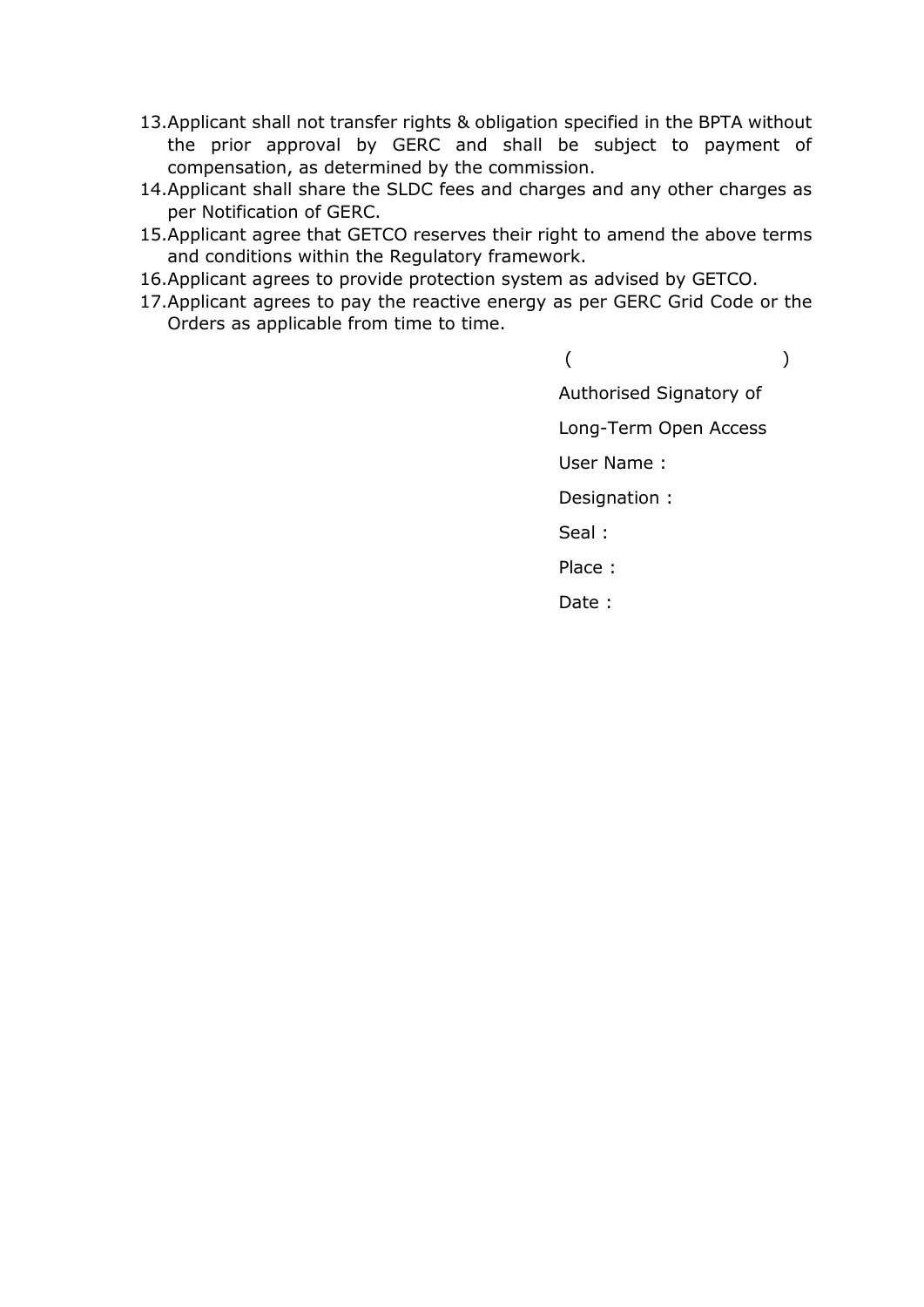13. Applicant shall not transfer rights & obligation specified in the BPTA without the prior approval by GERC and shall be subject to payment of compensation, as determined by the commission.
14. Applicant shall share the SLDC fees and charges and any other charges as per Notification of GERC.
15. Applicant agree that GETCO reserves their right to amend the above terms and conditions within the Regulatory framework.
16. Applicant agrees to provide protection system as advised by GETCO.
17. Applicant agrees to pay the reactive energy as per GERC Grid Code or the Orders as applicable from time to time.

( )

Authorised Signatory of

Long-Term Open Access

User Name :

Designation :

Seal :

Place :

Date :